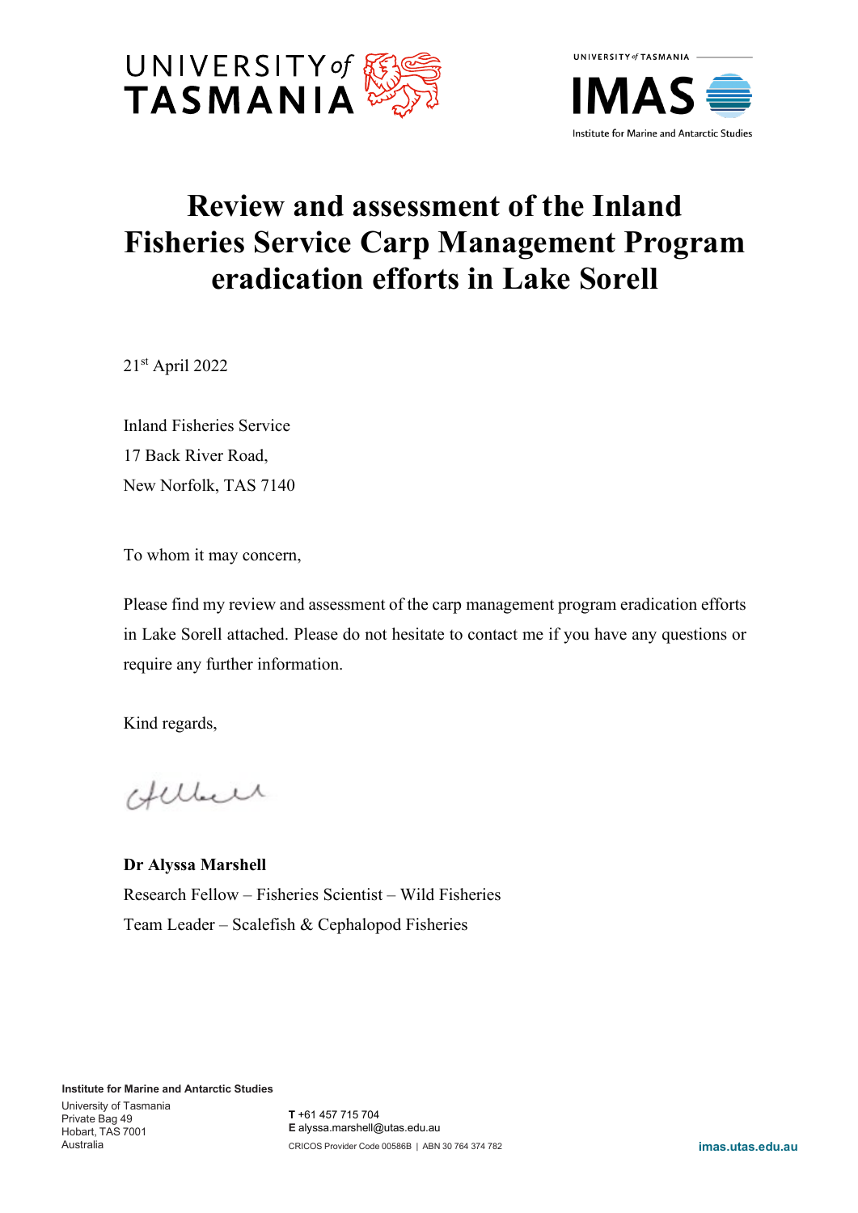# Review and assessment of the Inland Fisheries Service Carp Management Program eradication efforts in Lake Sorell

21st April 2022

Inland Fisheries Service
17 Back River Road,
New Norfolk, TAS 7140

To whom it may concern,

Please find my review and assessment of the carp management program eradication efforts in Lake Sorell attached. Please do not hesitate to contact me if you have any questions or require any further information.

Kind regards,

**Dr Alyssa Marshell**
Research Fellow – Fisheries Scientist – Wild Fisheries
Team Leader – Scalefish & Cephalopod Fisheries

**Institute for Marine and Antarctic Studies**
University of Tasmania
Private Bag 49
Hobart, TAS 7001
Australia

**T** +61 457 715 704
**E** alyssa.marshell@utas.edu.au
CRICOS Provider Code 00586B | ABN 30 764 374 782

imas.utas.edu.au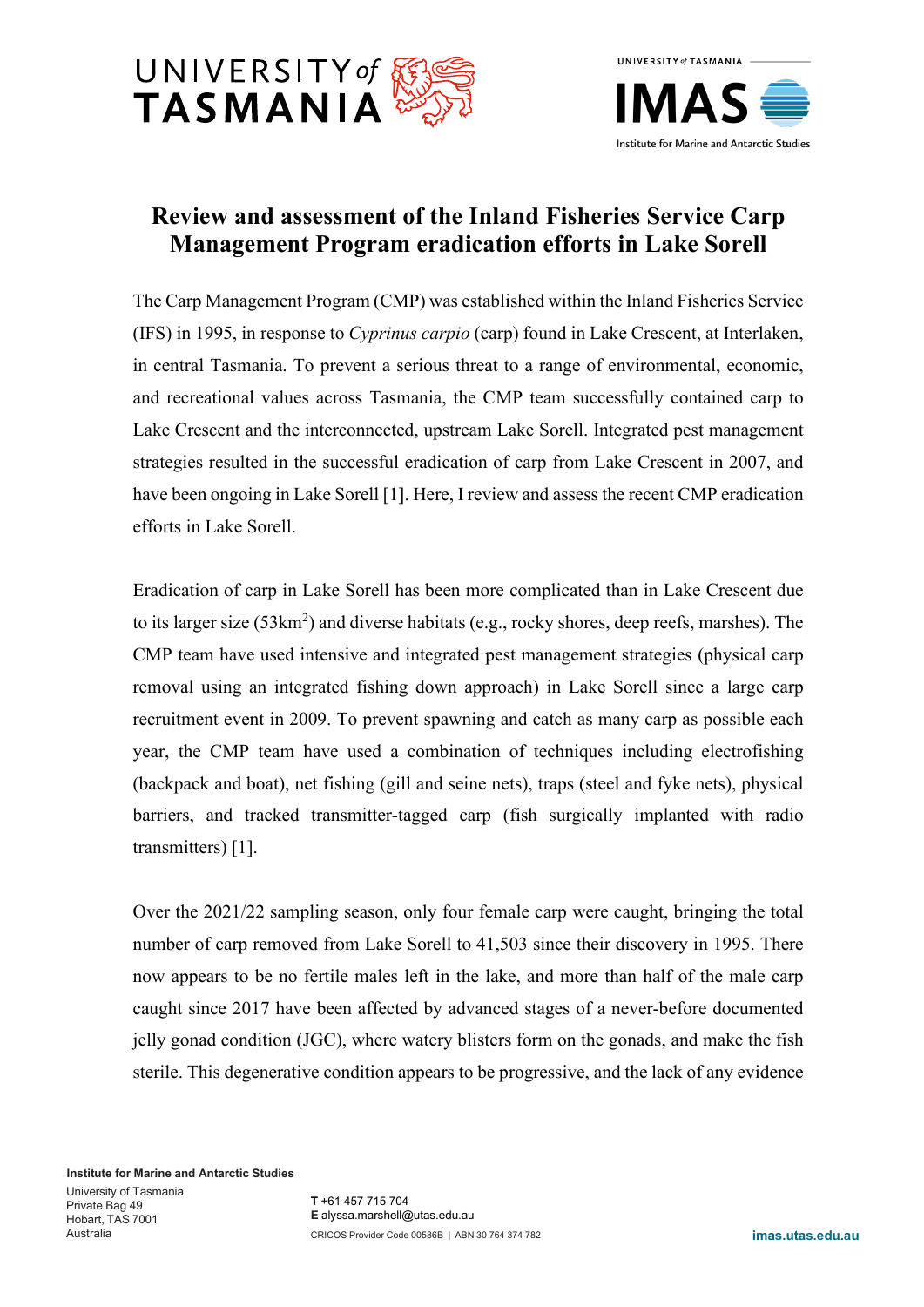# Review and assessment of the Inland Fisheries Service Carp Management Program eradication efforts in Lake Sorell

The Carp Management Program (CMP) was established within the Inland Fisheries Service (IFS) in 1995, in response to *Cyprinus carpio* (carp) found in Lake Crescent, at Interlaken, in central Tasmania. To prevent a serious threat to a range of environmental, economic, and recreational values across Tasmania, the CMP team successfully contained carp to Lake Crescent and the interconnected, upstream Lake Sorell. Integrated pest management strategies resulted in the successful eradication of carp from Lake Crescent in 2007, and have been ongoing in Lake Sorell [1]. Here, I review and assess the recent CMP eradication efforts in Lake Sorell.

Eradication of carp in Lake Sorell has been more complicated than in Lake Crescent due to its larger size (53km$^2$) and diverse habitats (e.g., rocky shores, deep reefs, marshes). The CMP team have used intensive and integrated pest management strategies (physical carp removal using an integrated fishing down approach) in Lake Sorell since a large carp recruitment event in 2009. To prevent spawning and catch as many carp as possible each year, the CMP team have used a combination of techniques including electrofishing (backpack and boat), net fishing (gill and seine nets), traps (steel and fyke nets), physical barriers, and tracked transmitter-tagged carp (fish surgically implanted with radio transmitters) [1].

Over the 2021/22 sampling season, only four female carp were caught, bringing the total number of carp removed from Lake Sorell to 41,503 since their discovery in 1995. There now appears to be no fertile males left in the lake, and more than half of the male carp caught since 2017 have been affected by advanced stages of a never-before documented jelly gonad condition (JGC), where watery blisters form on the gonads, and make the fish sterile. This degenerative condition appears to be progressive, and the lack of any evidence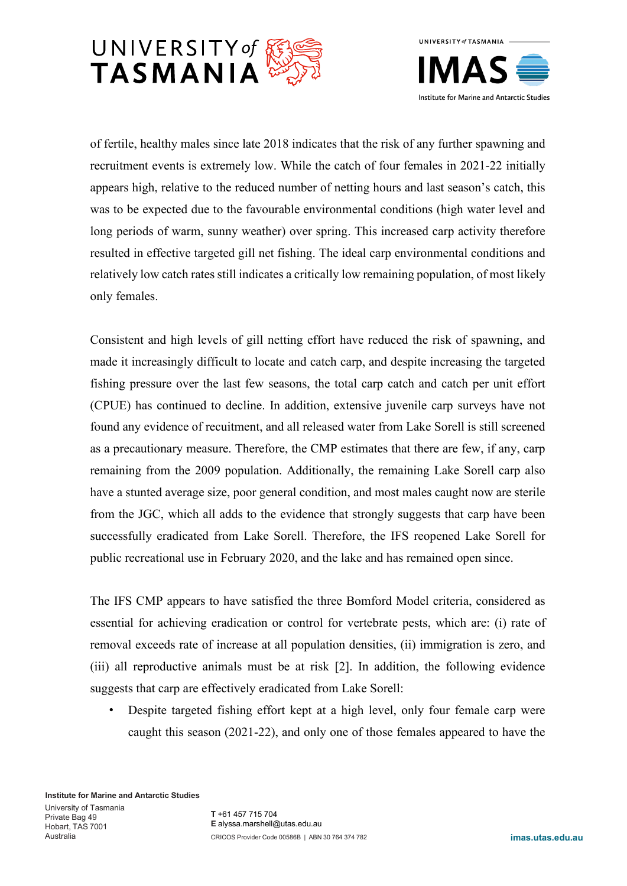of fertile, healthy males since late 2018 indicates that the risk of any further spawning and recruitment events is extremely low. While the catch of four females in 2021-22 initially appears high, relative to the reduced number of netting hours and last season's catch, this was to be expected due to the favourable environmental conditions (high water level and long periods of warm, sunny weather) over spring. This increased carp activity therefore resulted in effective targeted gill net fishing. The ideal carp environmental conditions and relatively low catch rates still indicates a critically low remaining population, of most likely only females.

Consistent and high levels of gill netting effort have reduced the risk of spawning, and made it increasingly difficult to locate and catch carp, and despite increasing the targeted fishing pressure over the last few seasons, the total carp catch and catch per unit effort (CPUE) has continued to decline. In addition, extensive juvenile carp surveys have not found any evidence of recuitment, and all released water from Lake Sorell is still screened as a precautionary measure. Therefore, the CMP estimates that there are few, if any, carp remaining from the 2009 population. Additionally, the remaining Lake Sorell carp also have a stunted average size, poor general condition, and most males caught now are sterile from the JGC, which all adds to the evidence that strongly suggests that carp have been successfully eradicated from Lake Sorell. Therefore, the IFS reopened Lake Sorell for public recreational use in February 2020, and the lake and has remained open since.

The IFS CMP appears to have satisfied the three Bomford Model criteria, considered as essential for achieving eradication or control for vertebrate pests, which are: (i) rate of removal exceeds rate of increase at all population densities, (ii) immigration is zero, and (iii) all reproductive animals must be at risk [2]. In addition, the following evidence suggests that carp are effectively eradicated from Lake Sorell:

- Despite targeted fishing effort kept at a high level, only four female carp were caught this season (2021-22), and only one of those females appeared to have the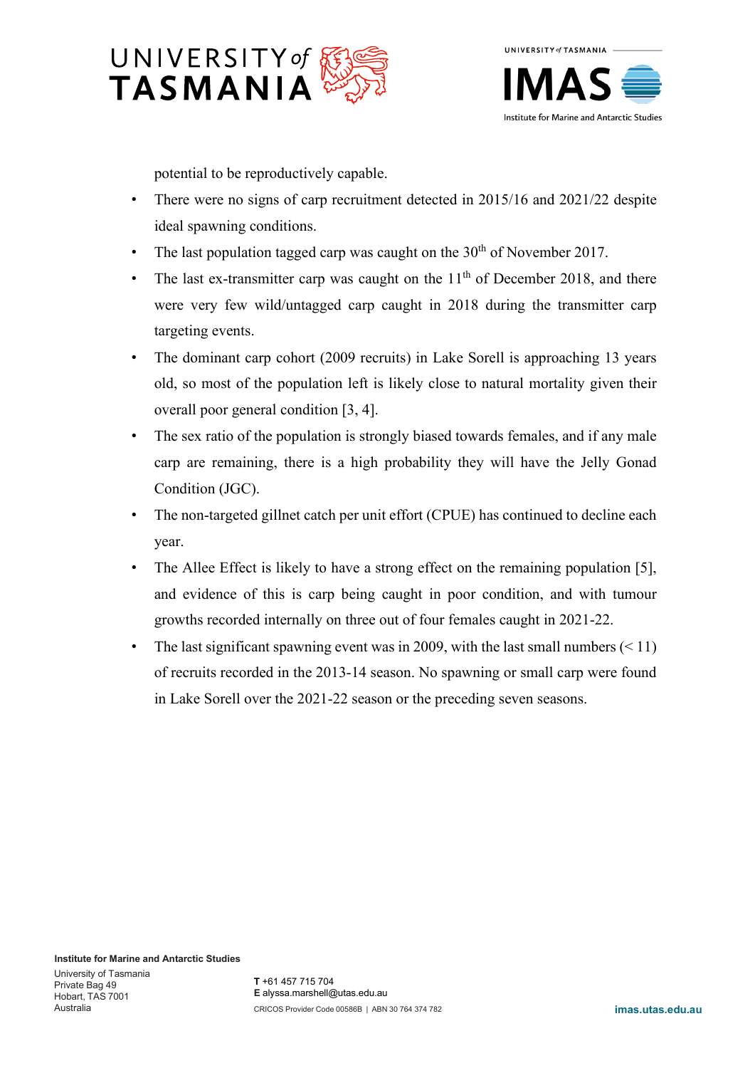potential to be reproductively capable.

- There were no signs of carp recruitment detected in 2015/16 and 2021/22 despite ideal spawning conditions.
- The last population tagged carp was caught on the 30th of November 2017.
- The last ex-transmitter carp was caught on the 11th of December 2018, and there were very few wild/untagged carp caught in 2018 during the transmitter carp targeting events.
- The dominant carp cohort (2009 recruits) in Lake Sorell is approaching 13 years old, so most of the population left is likely close to natural mortality given their overall poor general condition [3, 4].
- The sex ratio of the population is strongly biased towards females, and if any male carp are remaining, there is a high probability they will have the Jelly Gonad Condition (JGC).
- The non-targeted gillnet catch per unit effort (CPUE) has continued to decline each year.
- The Allee Effect is likely to have a strong effect on the remaining population [5], and evidence of this is carp being caught in poor condition, and with tumour growths recorded internally on three out of four females caught in 2021-22.
- The last significant spawning event was in 2009, with the last small numbers (< 11) of recruits recorded in the 2013-14 season. No spawning or small carp were found in Lake Sorell over the 2021-22 season or the preceding seven seasons.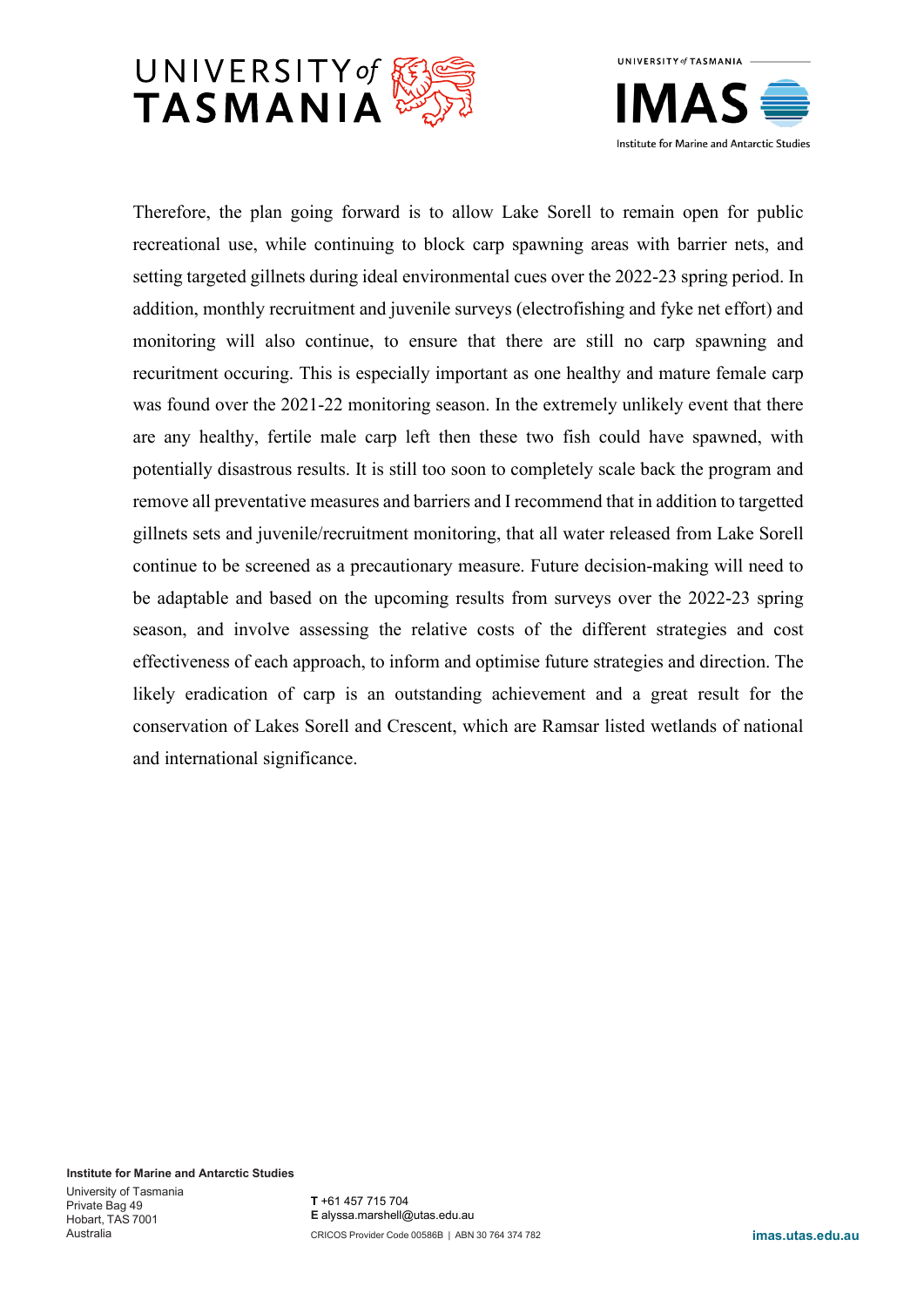Therefore, the plan going forward is to allow Lake Sorell to remain open for public recreational use, while continuing to block carp spawning areas with barrier nets, and setting targeted gillnets during ideal environmental cues over the 2022-23 spring period. In addition, monthly recruitment and juvenile surveys (electrofishing and fyke net effort) and monitoring will also continue, to ensure that there are still no carp spawning and recuritment occuring. This is especially important as one healthy and mature female carp was found over the 2021-22 monitoring season. In the extremely unlikely event that there are any healthy, fertile male carp left then these two fish could have spawned, with potentially disastrous results. It is still too soon to completely scale back the program and remove all preventative measures and barriers and I recommend that in addition to targetted gillnets sets and juvenile/recruitment monitoring, that all water released from Lake Sorell continue to be screened as a precautionary measure. Future decision-making will need to be adaptable and based on the upcoming results from surveys over the 2022-23 spring season, and involve assessing the relative costs of the different strategies and cost effectiveness of each approach, to inform and optimise future strategies and direction. The likely eradication of carp is an outstanding achievement and a great result for the conservation of Lakes Sorell and Crescent, which are Ramsar listed wetlands of national and international significance.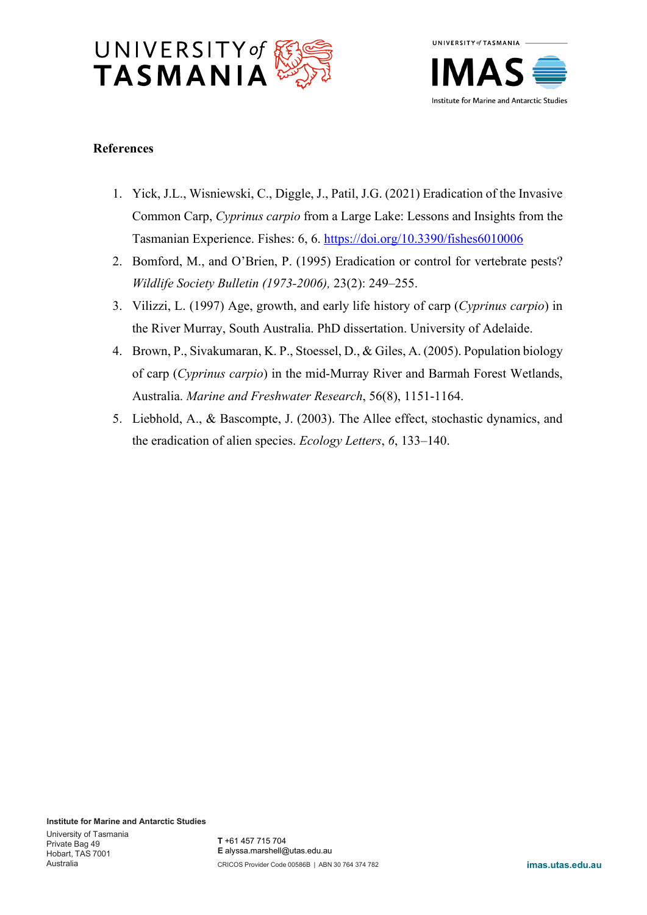**References**

1. Yick, J.L., Wisniewski, C., Diggle, J., Patil, J.G. (2021) Eradication of the Invasive Common Carp, *Cyprinus carpio* from a Large Lake: Lessons and Insights from the Tasmanian Experience. Fishes: 6, 6. https://doi.org/10.3390/fishes6010006
2. Bomford, M., and O'Brien, P. (1995) Eradication or control for vertebrate pests? *Wildlife Society Bulletin (1973-2006),* 23(2): 249–255.
3. Vilizzi, L. (1997) Age, growth, and early life history of carp (*Cyprinus carpio*) in the River Murray, South Australia. PhD dissertation. University of Adelaide.
4. Brown, P., Sivakumaran, K. P., Stoessel, D., & Giles, A. (2005). Population biology of carp (*Cyprinus carpio*) in the mid-Murray River and Barmah Forest Wetlands, Australia. *Marine and Freshwater Research*, 56(8), 1151-1164.
5. Liebhold, A., & Bascompte, J. (2003). The Allee effect, stochastic dynamics, and the eradication of alien species. *Ecology Letters*, *6*, 133–140.